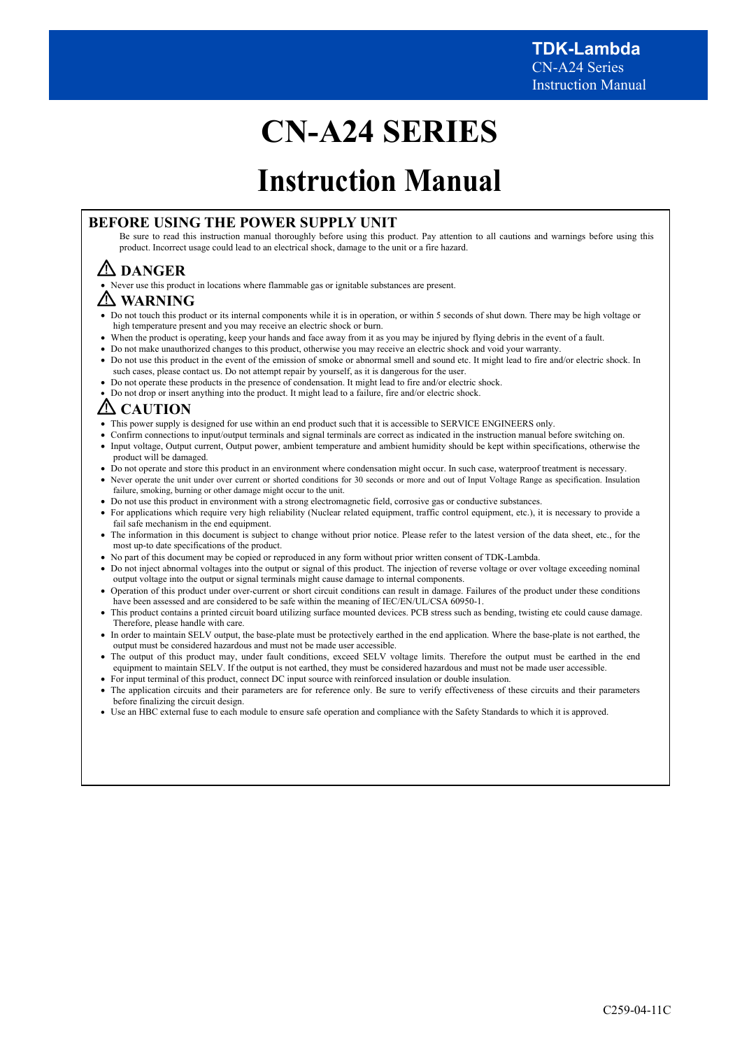# CN-A24 SERIES

# Instruction Manual

## BEFORE USING THE POWER SUPPLY UNIT

Be sure to read this instruction manual thoroughly before using this product. Pay attention to all cautions and warnings before using this product. Incorrect usage could lead to an electrical shock, damage to the unit or a fire hazard.

### ⚠ DANGER

- Never use this product in locations where flammable gas or ignitable substances are present.

### ⚠ WARNING

- Do not touch this product or its internal components while it is in operation, or within 5 seconds of shut down. There may be high voltage or high temperature present and you may receive an electric shock or burn.
- When the product is operating, keep your hands and face away from it as you may be injured by flying debris in the event of a fault.
- Do not make unauthorized changes to this product, otherwise you may receive an electric shock and void your warranty.
- Do not use this product in the event of the emission of smoke or abnormal smell and sound etc. It might lead to fire and/or electric shock. In such cases, please contact us. Do not attempt repair by yourself, as it is dangerous for the user.
- Do not operate these products in the presence of condensation. It might lead to fire and/or electric shock.
- Do not drop or insert anything into the product. It might lead to a failure, fire and/or electric shock.

### ⚠ CAUTION

- This power supply is designed for use within an end product such that it is accessible to SERVICE ENGINEERS only.
- Confirm connections to input/output terminals and signal terminals are correct as indicated in the instruction manual before switching on.
- Input voltage, Output current, Output power, ambient temperature and ambient humidity should be kept within specifications, otherwise the product will be damaged.
- Do not operate and store this product in an environment where condensation might occur. In such case, waterproof treatment is necessary.
- Never operate the unit under over current or shorted conditions for 30 seconds or more and out of Input Voltage Range as specification. Insulation failure, smoking, burning or other damage might occur to the unit.
- Do not use this product in environment with a strong electromagnetic field, corrosive gas or conductive substances.
- For applications which require very high reliability (Nuclear related equipment, traffic control equipment, etc.), it is necessary to provide a fail safe mechanism in the end equipment.
- The information in this document is subject to change without prior notice. Please refer to the latest version of the data sheet, etc., for the most up-to date specifications of the product.
- No part of this document may be copied or reproduced in any form without prior written consent of TDK-Lambda.
- Do not inject abnormal voltages into the output or signal of this product. The injection of reverse voltage or over voltage exceeding nominal output voltage into the output or signal terminals might cause damage to internal components.
- Operation of this product under over-current or short circuit conditions can result in damage. Failures of the product under these conditions have been assessed and are considered to be safe within the meaning of IEC/EN/UL/CSA 60950-1.
- This product contains a printed circuit board utilizing surface mounted devices. PCB stress such as bending, twisting etc could cause damage. Therefore, please handle with care.
- In order to maintain SELV output, the base-plate must be protectively earthed in the end application. Where the base-plate is not earthed, the output must be considered hazardous and must not be made user accessible.
- The output of this product may, under fault conditions, exceed SELV voltage limits. Therefore the output must be earthed in the end equipment to maintain SELV. If the output is not earthed, they must be considered hazardous and must not be made user accessible.
- For input terminal of this product, connect DC input source with reinforced insulation or double insulation.
- The application circuits and their parameters are for reference only. Be sure to verify effectiveness of these circuits and their parameters before finalizing the circuit design.
- Use an HBC external fuse to each module to ensure safe operation and compliance with the Safety Standards to which it is approved.

C259-04-11C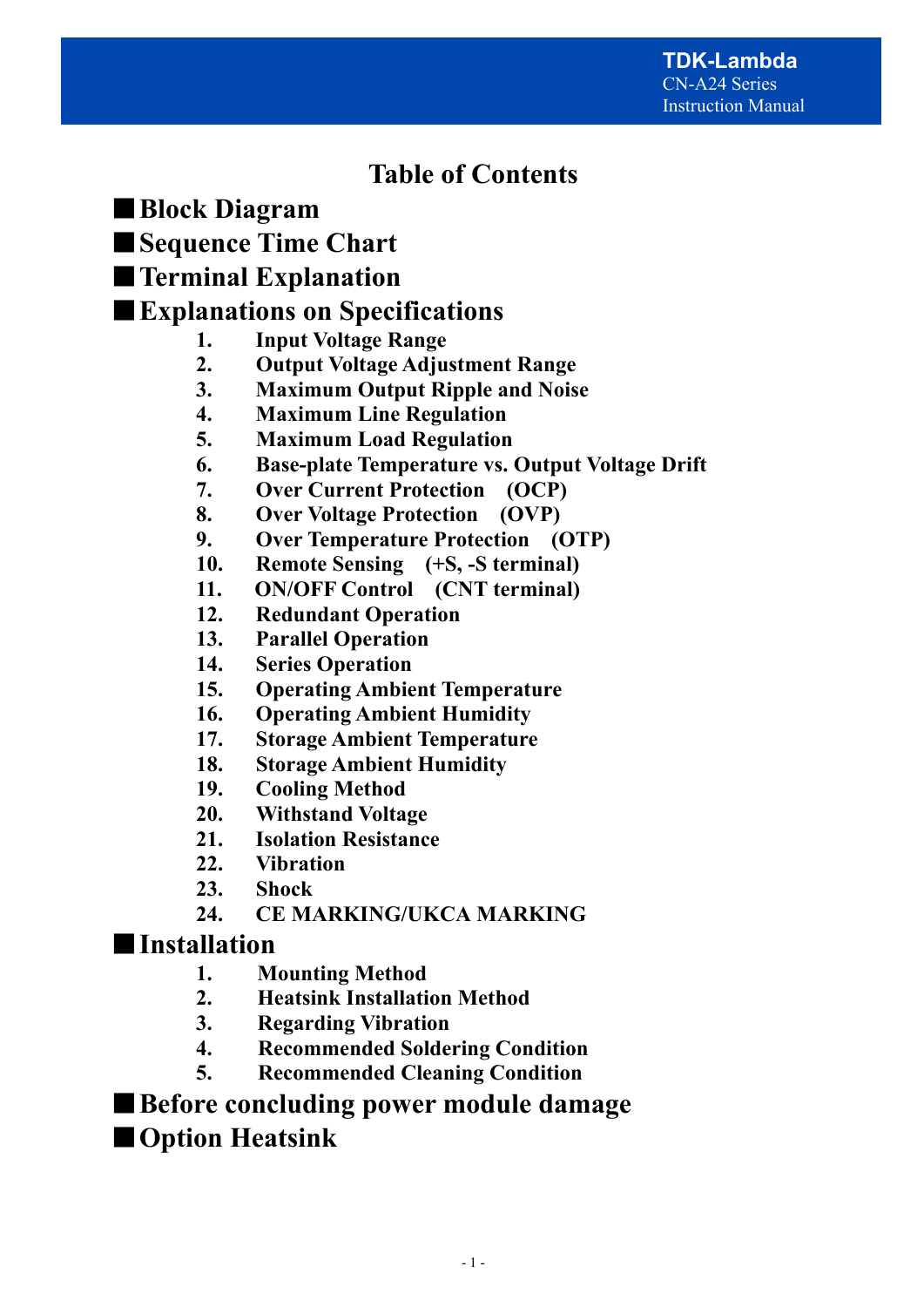# Table of Contents

## ■ Block Diagram

## ■ Sequence Time Chart

## ■ Terminal Explanation

## ■ Explanations on Specifications

1. **Input Voltage Range**
2. **Output Voltage Adjustment Range**
3. **Maximum Output Ripple and Noise**
4. **Maximum Line Regulation**
5. **Maximum Load Regulation**
6. **Base-plate Temperature vs. Output Voltage Drift**
7. **Over Current Protection (OCP)**
8. **Over Voltage Protection (OVP)**
9. **Over Temperature Protection (OTP)**
10. **Remote Sensing (+S, -S terminal)**
11. **ON/OFF Control (CNT terminal)**
12. **Redundant Operation**
13. **Parallel Operation**
14. **Series Operation**
15. **Operating Ambient Temperature**
16. **Operating Ambient Humidity**
17. **Storage Ambient Temperature**
18. **Storage Ambient Humidity**
19. **Cooling Method**
20. **Withstand Voltage**
21. **Isolation Resistance**
22. **Vibration**
23. **Shock**
24. **CE MARKING/UKCA MARKING**

## ■ Installation

1. **Mounting Method**
2. **Heatsink Installation Method**
3. **Regarding Vibration**
4. **Recommended Soldering Condition**
5. **Recommended Cleaning Condition**

## ■ Before concluding power module damage

## ■ Option Heatsink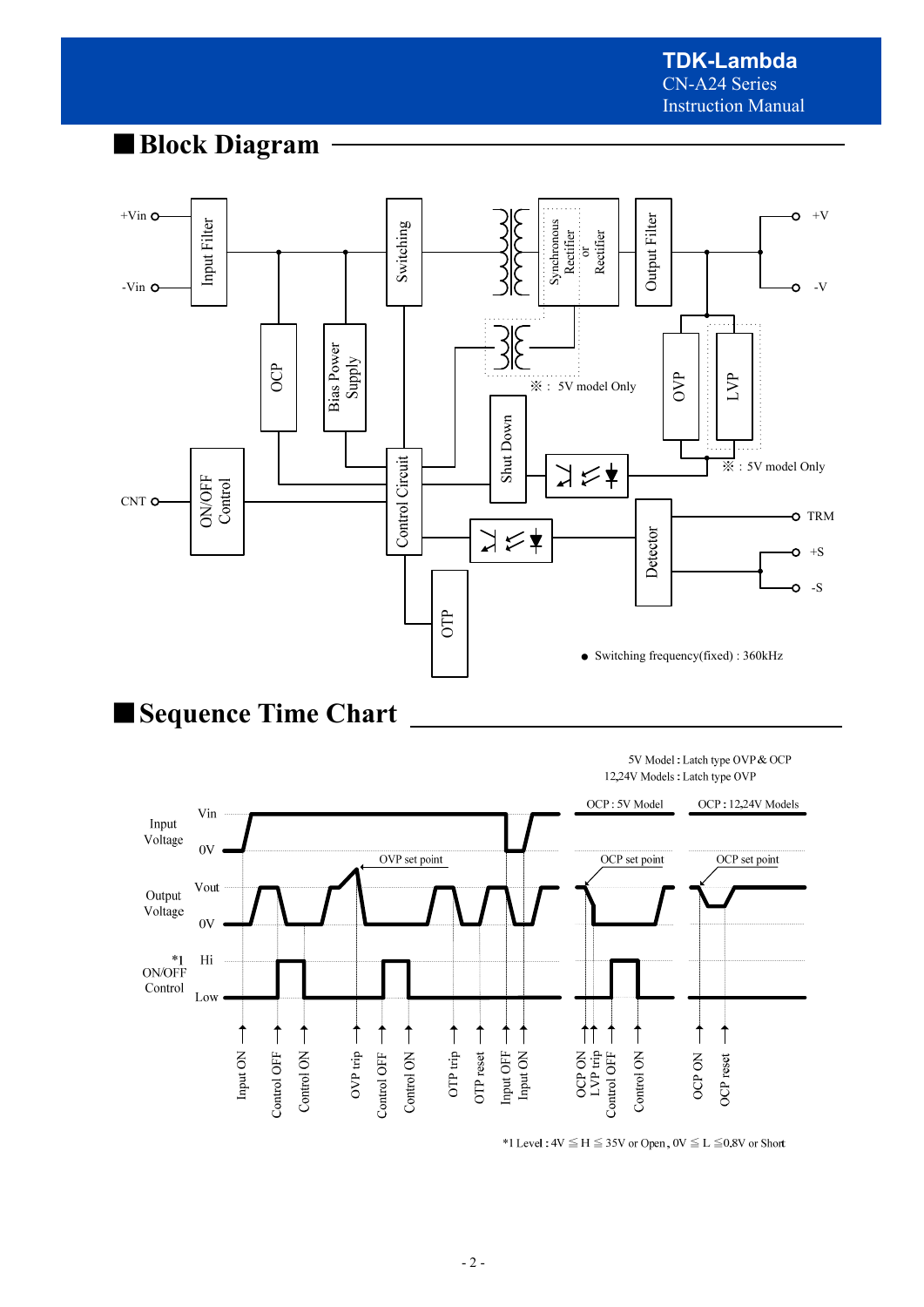## ■Block Diagram

+Vin

-Vin

Input Filter

OCP

Bias Power Supply

Switching

Synchronous Rectifier or Rectifier

Output Filter

+V

-V

※ : 5V model Only

OVP

LVP

※ : 5V model Only

CNT

ON/OFF Control

Control Circuit

Shut Down

TRM

+S

-S

Detector

OTP

- Switching frequency(fixed) : 360kHz

## ■Sequence Time Chart

5V Model : Latch type OVP & OCP

12,24V Models : Latch type OVP

OCP : 5V Model

OCP : 12,24V Models

Input Voltage: Vin, 0V

Output Voltage: Vout, 0V

OVP set point

OCP set point

OCP set point

*1 ON/OFF Control: Hi, Low

Input ON, Control OFF, Control ON, OVP trip, Control OFF, Control ON, OTP trip, OTP reset, Input OFF, Input ON, OCP ON, LVP trip, Control OFF, Control ON, OCP ON, OCP reset

*1 Level : 4V ≦ H ≦ 35V or Open , 0V ≦ L ≦0.8V or Short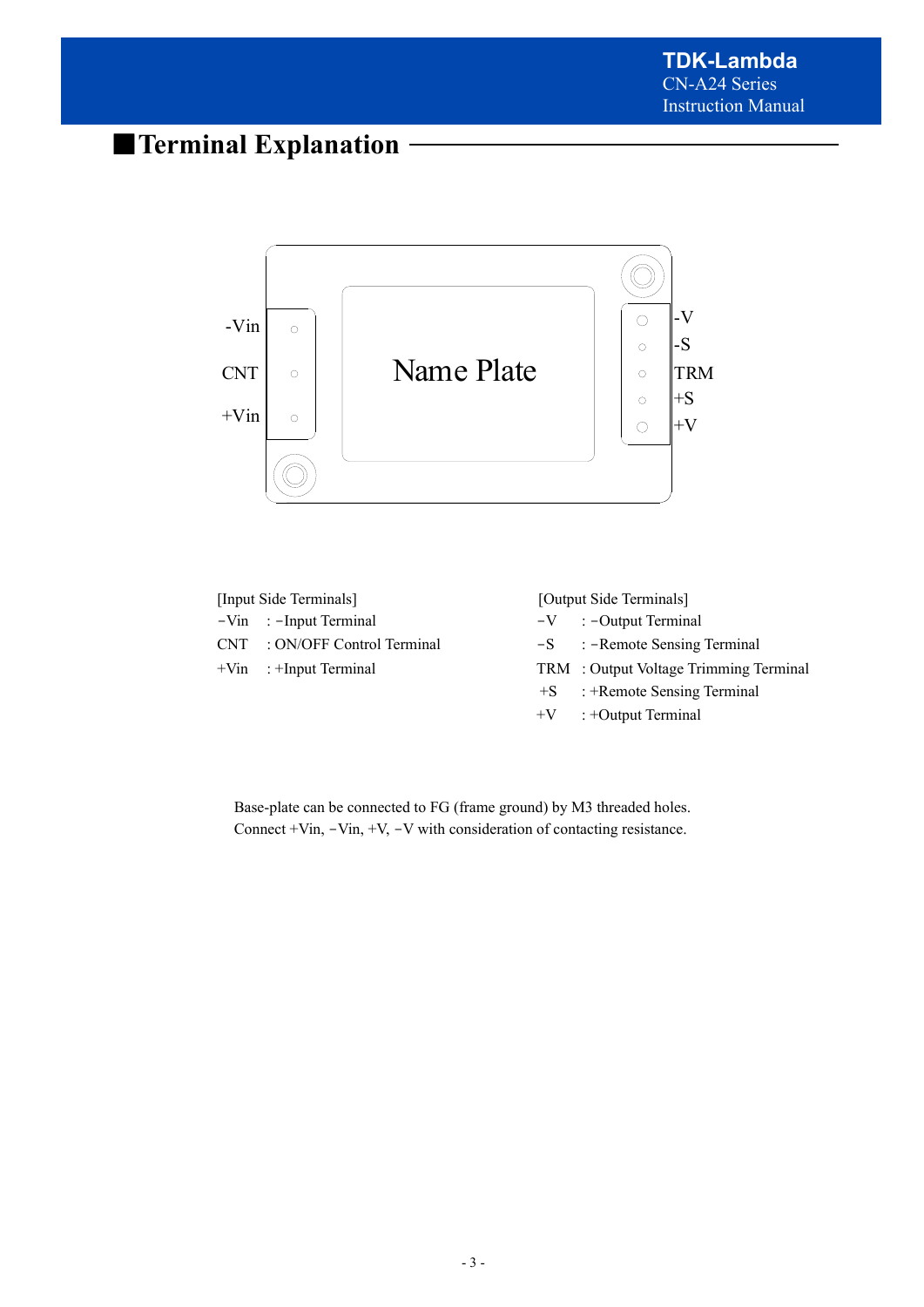## Terminal Explanation

-Vin
CNT
+Vin

Name Plate

-V
-S
TRM
+S
+V

[Input Side Terminals]

- −Vin : −Input Terminal
- CNT : ON/OFF Control Terminal
- +Vin : +Input Terminal

[Output Side Terminals]

- −V : −Output Terminal
- −S : −Remote Sensing Terminal
- TRM : Output Voltage Trimming Terminal
- +S : +Remote Sensing Terminal
- +V : +Output Terminal

Base-plate can be connected to FG (frame ground) by M3 threaded holes.
Connect +Vin, −Vin, +V, −V with consideration of contacting resistance.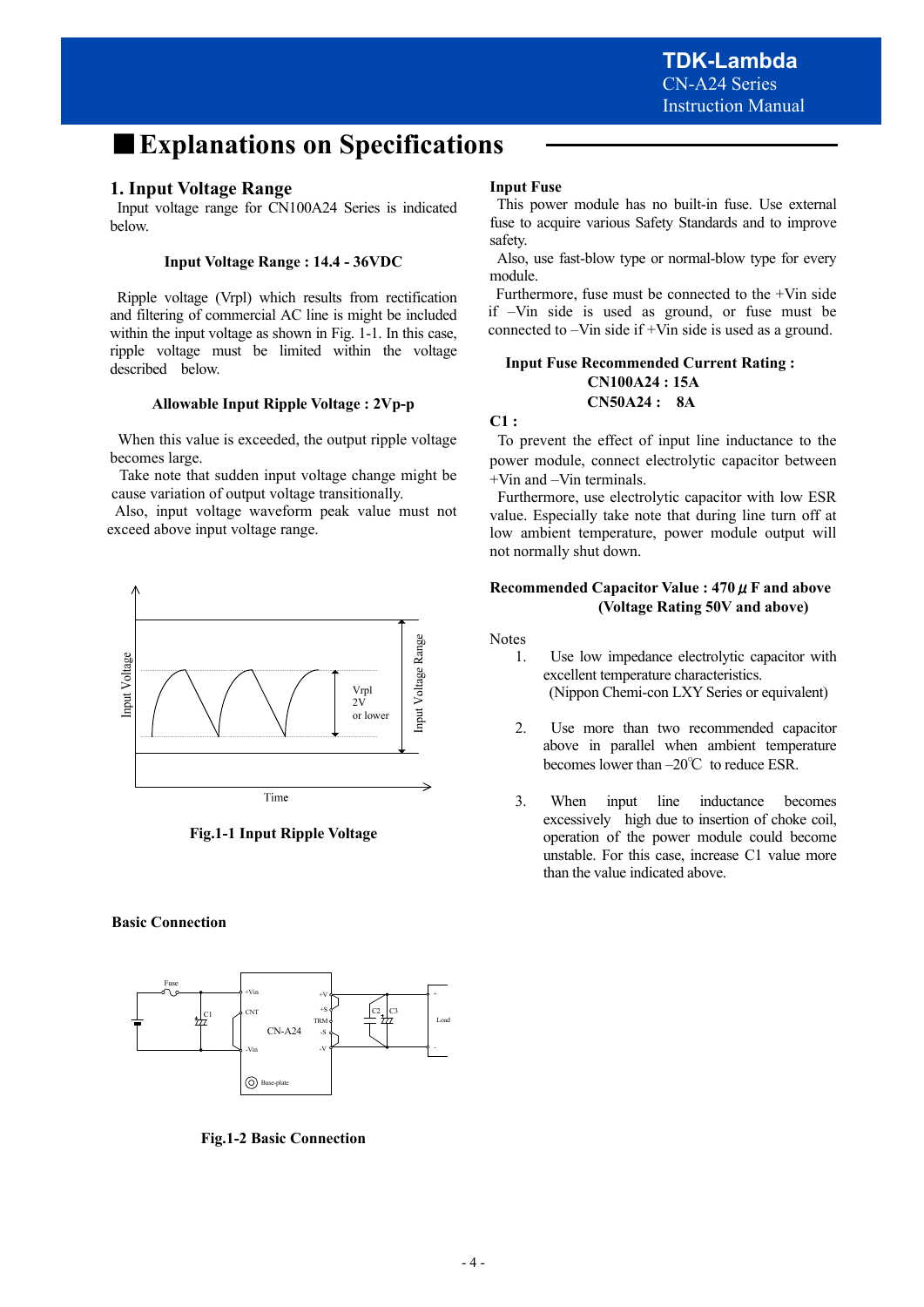# ■Explanations on Specifications

## 1. Input Voltage Range

Input voltage range for CN100A24 Series is indicated below.

**Input Voltage Range : 14.4 - 36VDC**

Ripple voltage (Vrpl) which results from rectification and filtering of commercial AC line is might be included within the input voltage as shown in Fig. 1-1. In this case, ripple voltage must be limited within the voltage described below.

**Allowable Input Ripple Voltage : 2Vp-p**

When this value is exceeded, the output ripple voltage becomes large.

Take note that sudden input voltage change might be cause variation of output voltage transitionally.

Also, input voltage waveform peak value must not exceed above input voltage range.

**Fig.1-1 Input Ripple Voltage**

### Input Fuse

This power module has no built-in fuse. Use external fuse to acquire various Safety Standards and to improve safety.

Also, use fast-blow type or normal-blow type for every module.

Furthermore, fuse must be connected to the +Vin side if –Vin side is used as ground, or fuse must be connected to –Vin side if +Vin side is used as a ground.

**Input Fuse Recommended Current Rating :**
**CN100A24 : 15A**
**CN50A24 : 8A**

### C1 :

To prevent the effect of input line inductance to the power module, connect electrolytic capacitor between +Vin and –Vin terminals.

Furthermore, use electrolytic capacitor with low ESR value. Especially take note that during line turn off at low ambient temperature, power module output will not normally shut down.

**Recommended Capacitor Value : 470 μ F and above**
**(Voltage Rating 50V and above)**

Notes

1. Use low impedance electrolytic capacitor with excellent temperature characteristics.
   (Nippon Chemi-con LXY Series or equivalent)

2. Use more than two recommended capacitor above in parallel when ambient temperature becomes lower than –20℃ to reduce ESR.

3. When input line inductance becomes excessively high due to insertion of choke coil, operation of the power module could become unstable. For this case, increase C1 value more than the value indicated above.

### Basic Connection

**Fig.1-2 Basic Connection**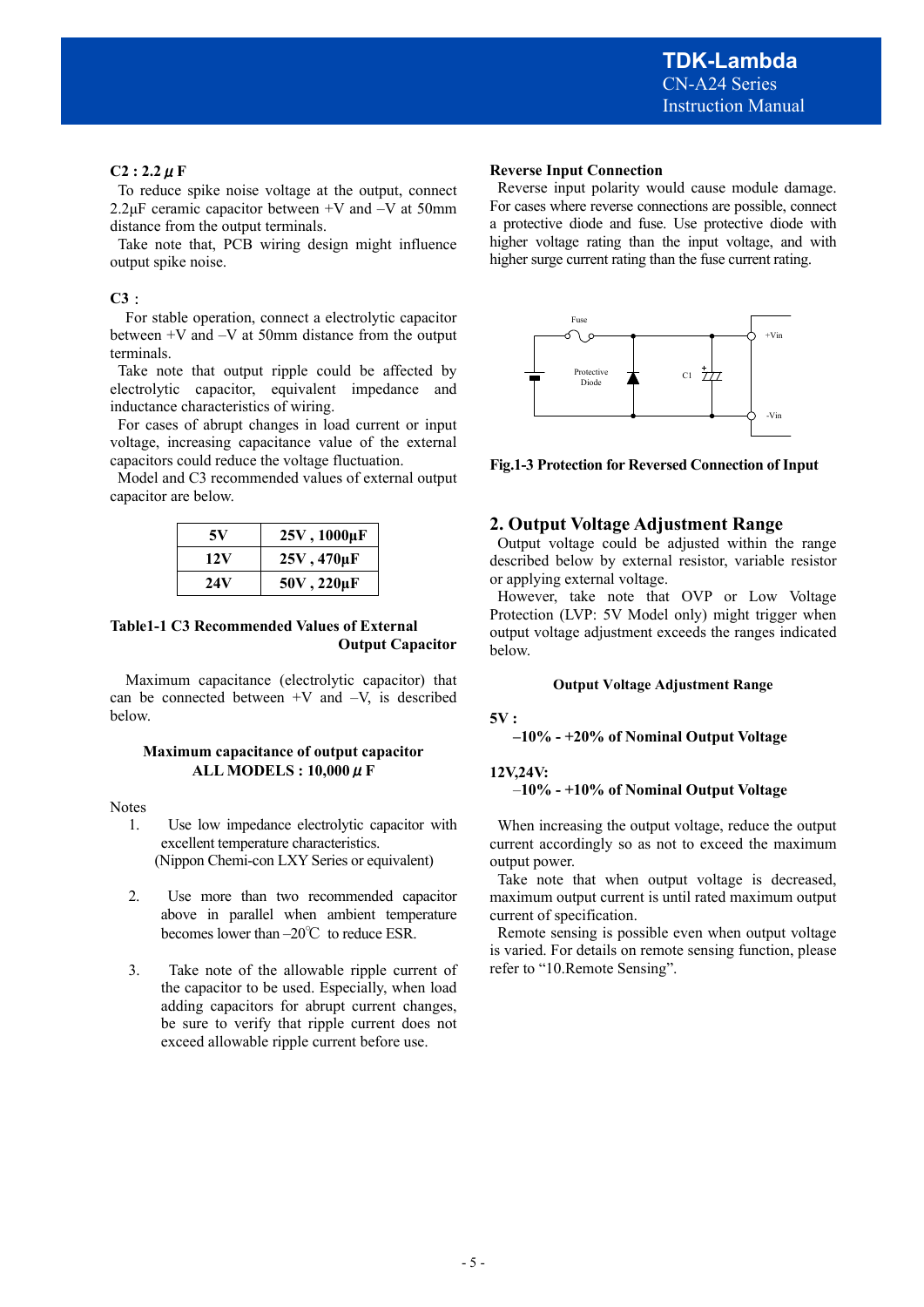**C2 : 2.2μF**

To reduce spike noise voltage at the output, connect 2.2μF ceramic capacitor between +V and –V at 50mm distance from the output terminals.

Take note that, PCB wiring design might influence output spike noise.

**C3 :**

For stable operation, connect a electrolytic capacitor between +V and –V at 50mm distance from the output terminals.

Take note that output ripple could be affected by electrolytic capacitor, equivalent impedance and inductance characteristics of wiring.

For cases of abrupt changes in load current or input voltage, increasing capacitance value of the external capacitors could reduce the voltage fluctuation.

Model and C3 recommended values of external output capacitor are below.

| 5V | 25V , 1000μF |
|---|---|
| 12V | 25V , 470μF |
| 24V | 50V , 220μF |

**Table1-1 C3 Recommended Values of External Output Capacitor**

Maximum capacitance (electrolytic capacitor) that can be connected between +V and –V, is described below.

**Maximum capacitance of output capacitor**
**ALL MODELS : 10,000μF**

Notes

1. Use low impedance electrolytic capacitor with excellent temperature characteristics. (Nippon Chemi-con LXY Series or equivalent)
2. Use more than two recommended capacitor above in parallel when ambient temperature becomes lower than –20℃ to reduce ESR.
3. Take note of the allowable ripple current of the capacitor to be used. Especially, when load adding capacitors for abrupt current changes, be sure to verify that ripple current does not exceed allowable ripple current before use.

**Reverse Input Connection**

Reverse input polarity would cause module damage. For cases where reverse connections are possible, connect a protective diode and fuse. Use protective diode with higher voltage rating than the input voltage, and with higher surge current rating than the fuse current rating.

Fuse

Protective Diode

C1

+Vin

-Vin

**Fig.1-3 Protection for Reversed Connection of Input**

## 2. Output Voltage Adjustment Range

Output voltage could be adjusted within the range described below by external resistor, variable resistor or applying external voltage.

However, take note that OVP or Low Voltage Protection (LVP: 5V Model only) might trigger when output voltage adjustment exceeds the ranges indicated below.

**Output Voltage Adjustment Range**

**5V :**
**–10% - +20% of Nominal Output Voltage**

**12V,24V:**
**–10% - +10% of Nominal Output Voltage**

When increasing the output voltage, reduce the output current accordingly so as not to exceed the maximum output power.

Take note that when output voltage is decreased, maximum output current is until rated maximum output current of specification.

Remote sensing is possible even when output voltage is varied. For details on remote sensing function, please refer to "10.Remote Sensing".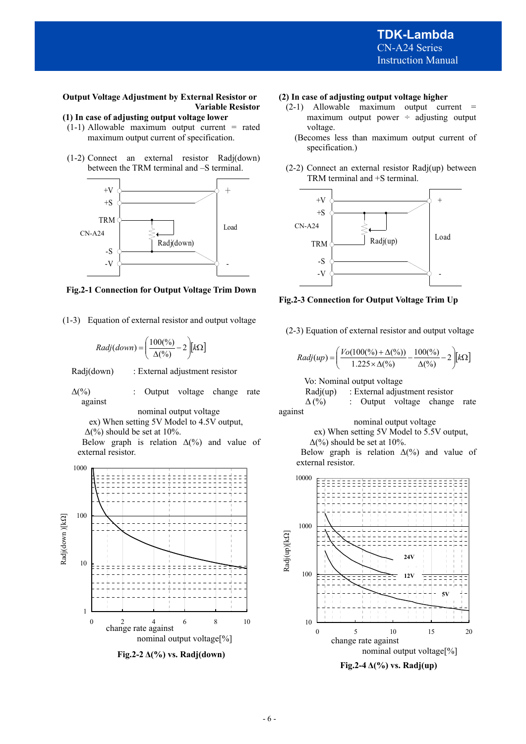## Output Voltage Adjustment by External Resistor or Variable Resistor

### (1) In case of adjusting output voltage lower

(1-1) Allowable maximum output current = rated maximum output current of specification.

(1-2) Connect an external resistor Radj(down) between the TRM terminal and –S terminal.

Fig.2-1 Connection for Output Voltage Trim Down

(1-3) Equation of external resistor and output voltage

$$Radj(down) = \left(\frac{100(\%)}{\Delta(\%)} - 2\right)[k\Omega]$$

Radj(down) : External adjustment resistor

$\Delta(\%)$ : Output voltage change rate against nominal output voltage

ex) When setting 5V Model to 4.5V output, $\Delta(\%)$ should be set at 10%.

Below graph is relation $\Delta(\%)$ and value of external resistor.

Fig.2-2 $\Delta(\%)$ vs. Radj(down)

### (2) In case of adjusting output voltage higher

(2-1) Allowable maximum output current = maximum output power ÷ adjusting output voltage.

(Becomes less than maximum output current of specification.)

(2-2) Connect an external resistor Radj(up) between TRM terminal and +S terminal.

Fig.2-3 Connection for Output Voltage Trim Up

(2-3) Equation of external resistor and output voltage

$$Radj(up) = \left(\frac{Vo(100(\%) + \Delta(\%))}{1.225 \times \Delta(\%)} - \frac{100(\%)}{\Delta(\%)} - 2\right)[k\Omega]$$

Vo: Nominal output voltage

Radj(up) : External adjustment resistor

$\Delta(\%)$ : Output voltage change rate against nominal output voltage

ex) When setting 5V Model to 5.5V output, $\Delta(\%)$ should be set at 10%.

Below graph is relation $\Delta(\%)$ and value of external resistor.

Fig.2-4 $\Delta(\%)$ vs. Radj(up)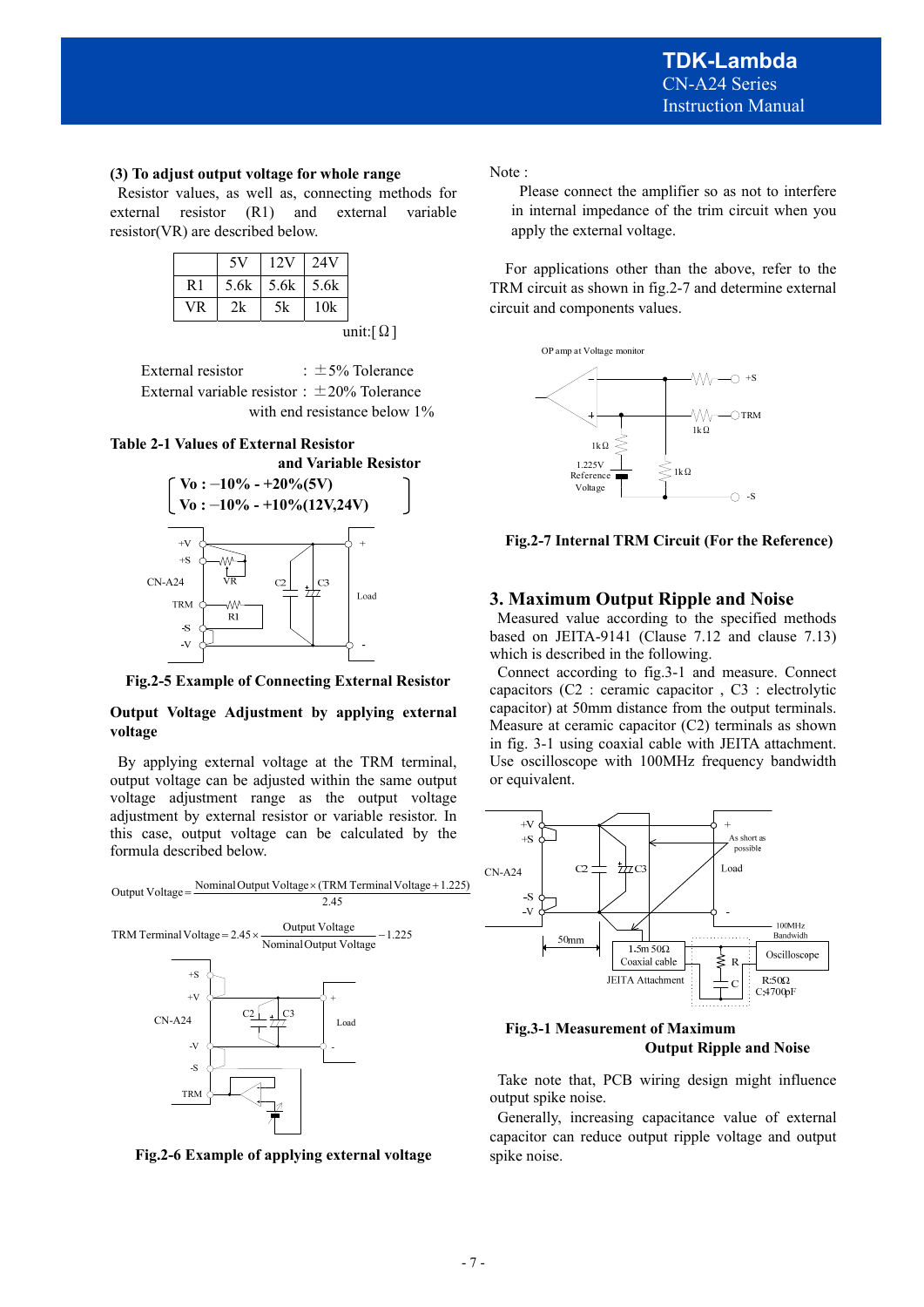### (3) To adjust output voltage for whole range

Resistor values, as well as, connecting methods for external resistor (R1) and external variable resistor(VR) are described below.

|  | 5V | 12V | 24V |
|---|---|---|---|
| R1 | 5.6k | 5.6k | 5.6k |
| VR | 2k | 5k | 10k |

unit:[Ω]

External resistor : ±5% Tolerance
External variable resistor : ±20% Tolerance with end resistance below 1%

**Table 2-1 Values of External Resistor and Variable Resistor**
**( Vo : −10% - +20%(5V) Vo : −10% - +10%(12V,24V) )**

**Fig.2-5 Example of Connecting External Resistor**

**Output Voltage Adjustment by applying external voltage**

By applying external voltage at the TRM terminal, output voltage can be adjusted within the same output voltage adjustment range as the output voltage adjustment by external resistor or variable resistor. In this case, output voltage can be calculated by the formula described below.

$$\text{Output Voltage} = \frac{\text{Nominal Output Voltage} \times (\text{TRM Terminal Voltage} + 1.225)}{2.45}$$

$$\text{TRM Terminal Voltage} = 2.45 \times \frac{\text{Output Voltage}}{\text{Nominal Output Voltage}} - 1.225$$

**Fig.2-6 Example of applying external voltage**

Note :

Please connect the amplifier so as not to interfere in internal impedance of the trim circuit when you apply the external voltage.

For applications other than the above, refer to the TRM circuit as shown in fig.2-7 and determine external circuit and components values.

**Fig.2-7 Internal TRM Circuit (For the Reference)**

## 3. Maximum Output Ripple and Noise

Measured value according to the specified methods based on JEITA-9141 (Clause 7.12 and clause 7.13) which is described in the following.

Connect according to fig.3-1 and measure. Connect capacitors (C2 : ceramic capacitor , C3 : electrolytic capacitor) at 50mm distance from the output terminals. Measure at ceramic capacitor (C2) terminals as shown in fig. 3-1 using coaxial cable with JEITA attachment. Use oscilloscope with 100MHz frequency bandwidth or equivalent.

**Fig.3-1 Measurement of Maximum Output Ripple and Noise**

Take note that, PCB wiring design might influence output spike noise.

Generally, increasing capacitance value of external capacitor can reduce output ripple voltage and output spike noise.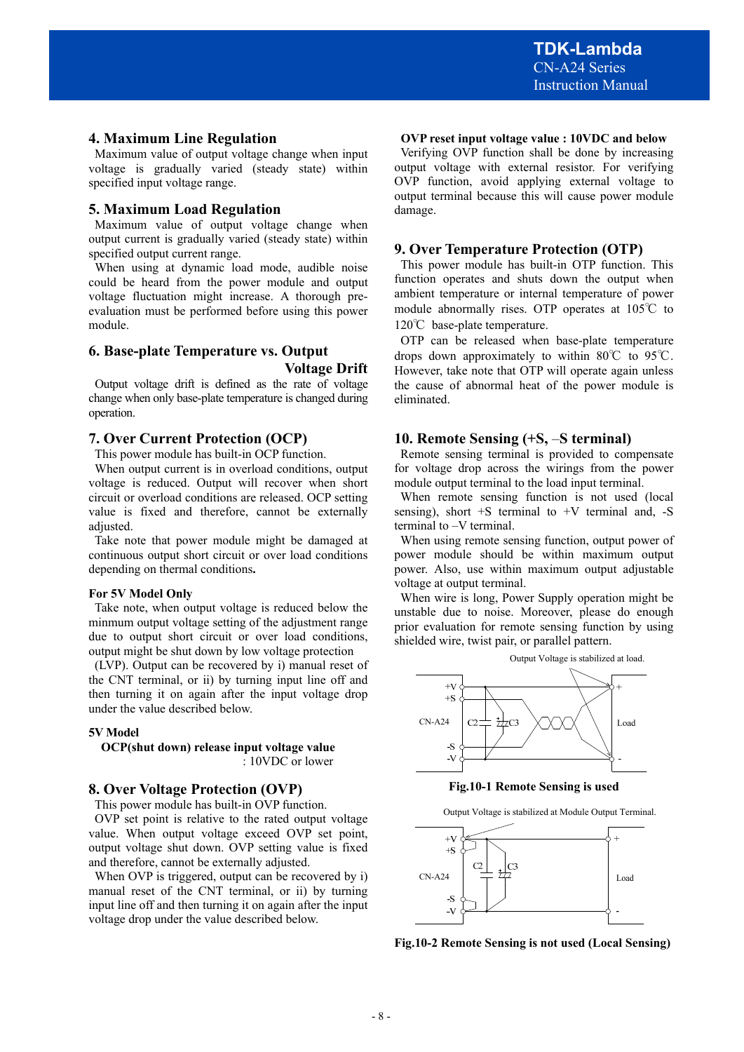## 4. Maximum Line Regulation

Maximum value of output voltage change when input voltage is gradually varied (steady state) within specified input voltage range.

## 5. Maximum Load Regulation

Maximum value of output voltage change when output current is gradually varied (steady state) within specified output current range.

When using at dynamic load mode, audible noise could be heard from the power module and output voltage fluctuation might increase. A thorough pre-evaluation must be performed before using this power module.

## 6. Base-plate Temperature vs. Output Voltage Drift

Output voltage drift is defined as the rate of voltage change when only base-plate temperature is changed during operation.

## 7. Over Current Protection (OCP)

This power module has built-in OCP function.

When output current is in overload conditions, output voltage is reduced. Output will recover when short circuit or overload conditions are released. OCP setting value is fixed and therefore, cannot be externally adjusted.

Take note that power module might be damaged at continuous output short circuit or over load conditions depending on thermal conditions**.**

**For 5V Model Only**

Take note, when output voltage is reduced below the minmum output voltage setting of the adjustment range due to output short circuit or over load conditions, output might be shut down by low voltage protection (LVP). Output can be recovered by i) manual reset of the CNT terminal, or ii) by turning input line off and then turning it on again after the input voltage drop under the value described below.

**5V Model**

**OCP(shut down) release input voltage value** : 10VDC or lower

## 8. Over Voltage Protection (OVP)

This power module has built-in OVP function.

OVP set point is relative to the rated output voltage value. When output voltage exceed OVP set point, output voltage shut down. OVP setting value is fixed and therefore, cannot be externally adjusted.

When OVP is triggered, output can be recovered by i) manual reset of the CNT terminal, or ii) by turning input line off and then turning it on again after the input voltage drop under the value described below.

**OVP reset input voltage value : 10VDC and below**

Verifying OVP function shall be done by increasing output voltage with external resistor. For verifying OVP function, avoid applying external voltage to output terminal because this will cause power module damage.

## 9. Over Temperature Protection (OTP)

This power module has built-in OTP function. This function operates and shuts down the output when ambient temperature or internal temperature of power module abnormally rises. OTP operates at 105℃ to 120℃ base-plate temperature.

OTP can be released when base-plate temperature drops down approximately to within 80℃ to 95℃. However, take note that OTP will operate again unless the cause of abnormal heat of the power module is eliminated.

## 10. Remote Sensing (+S, –S terminal)

Remote sensing terminal is provided to compensate for voltage drop across the wirings from the power module output terminal to the load input terminal.

When remote sensing function is not used (local sensing), short +S terminal to +V terminal and, -S terminal to –V terminal.

When using remote sensing function, output power of power module should be within maximum output power. Also, use within maximum output adjustable voltage at output terminal.

When wire is long, Power Supply operation might be unstable due to noise. Moreover, please do enough prior evaluation for remote sensing function by using shielded wire, twist pair, or parallel pattern.

Output Voltage is stabilized at load.

**Fig.10-1 Remote Sensing is used**

Output Voltage is stabilized at Module Output Terminal.

**Fig.10-2 Remote Sensing is not used (Local Sensing)**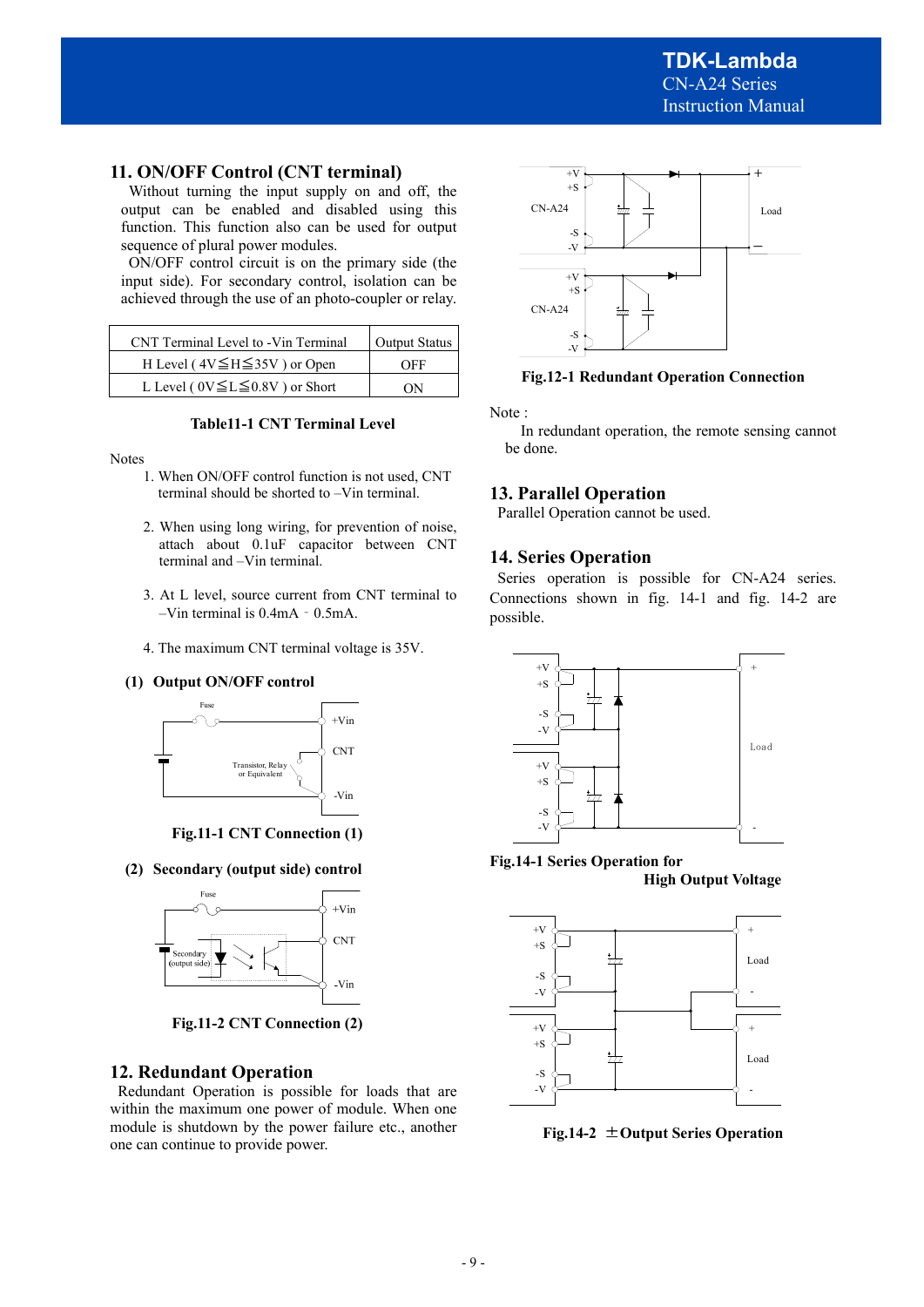## 11. ON/OFF Control (CNT terminal)

Without turning the input supply on and off, the output can be enabled and disabled using this function. This function also can be used for output sequence of plural power modules.

ON/OFF control circuit is on the primary side (the input side). For secondary control, isolation can be achieved through the use of an photo-coupler or relay.

| CNT Terminal Level to -Vin Terminal | Output Status |
|---|---|
| H Level ( 4V≦H≦35V ) or Open | OFF |
| L Level ( 0V≦L≦0.8V ) or Short | ON |

**Table11-1 CNT Terminal Level**

Notes

1. When ON/OFF control function is not used, CNT terminal should be shorted to –Vin terminal.
2. When using long wiring, for prevention of noise, attach about 0.1uF capacitor between CNT terminal and –Vin terminal.
3. At L level, source current from CNT terminal to –Vin terminal is 0.4mA - 0.5mA.
4. The maximum CNT terminal voltage is 35V.

**(1) Output ON/OFF control**

**Fig.11-1 CNT Connection (1)**

**(2) Secondary (output side) control**

**Fig.11-2 CNT Connection (2)**

## 12. Redundant Operation

Redundant Operation is possible for loads that are within the maximum one power of module. When one module is shutdown by the power failure etc., another one can continue to provide power.

**Fig.12-1 Redundant Operation Connection**

Note :

In redundant operation, the remote sensing cannot be done.

## 13. Parallel Operation

Parallel Operation cannot be used.

## 14. Series Operation

Series operation is possible for CN-A24 series. Connections shown in fig. 14-1 and fig. 14-2 are possible.

**Fig.14-1 Series Operation for High Output Voltage**

**Fig.14-2 ±Output Series Operation**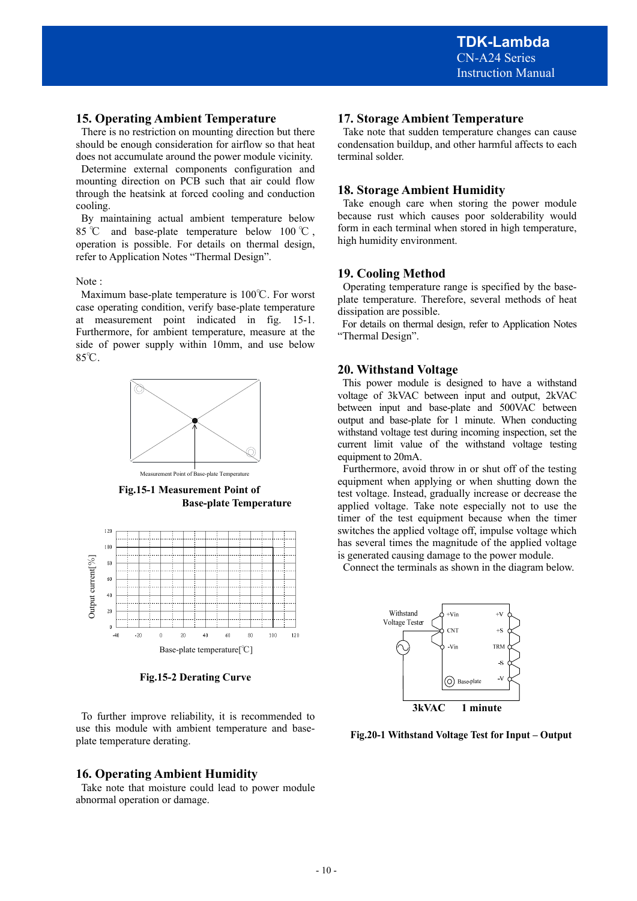## 15. Operating Ambient Temperature

There is no restriction on mounting direction but there should be enough consideration for airflow so that heat does not accumulate around the power module vicinity.

Determine external components configuration and mounting direction on PCB such that air could flow through the heatsink at forced cooling and conduction cooling.

By maintaining actual ambient temperature below 85 ℃ and base-plate temperature below 100 ℃, operation is possible. For details on thermal design, refer to Application Notes "Thermal Design".

Note :

Maximum base-plate temperature is 100℃. For worst case operating condition, verify base-plate temperature at measurement point indicated in fig. 15-1. Furthermore, for ambient temperature, measure at the side of power supply within 10mm, and use below 85℃.

Measurement Point of Base-plate Temperature

**Fig.15-1 Measurement Point of Base-plate Temperature**

**Fig.15-2 Derating Curve**

To further improve reliability, it is recommended to use this module with ambient temperature and base-plate temperature derating.

## 16. Operating Ambient Humidity

Take note that moisture could lead to power module abnormal operation or damage.

## 17. Storage Ambient Temperature

Take note that sudden temperature changes can cause condensation buildup, and other harmful affects to each terminal solder.

## 18. Storage Ambient Humidity

Take enough care when storing the power module because rust which causes poor solderability would form in each terminal when stored in high temperature, high humidity environment.

## 19. Cooling Method

Operating temperature range is specified by the base-plate temperature. Therefore, several methods of heat dissipation are possible.

For details on thermal design, refer to Application Notes "Thermal Design".

## 20. Withstand Voltage

This power module is designed to have a withstand voltage of 3kVAC between input and output, 2kVAC between input and base-plate and 500VAC between output and base-plate for 1 minute. When conducting withstand voltage test during incoming inspection, set the current limit value of the withstand voltage testing equipment to 20mA.

Furthermore, avoid throw in or shut off of the testing equipment when applying or when shutting down the test voltage. Instead, gradually increase or decrease the applied voltage. Take note especially not to use the timer of the test equipment because when the timer switches the applied voltage off, impulse voltage which has several times the magnitude of the applied voltage is generated causing damage to the power module.

Connect the terminals as shown in the diagram below.

**3kVAC 1 minute**

**Fig.20-1 Withstand Voltage Test for Input – Output**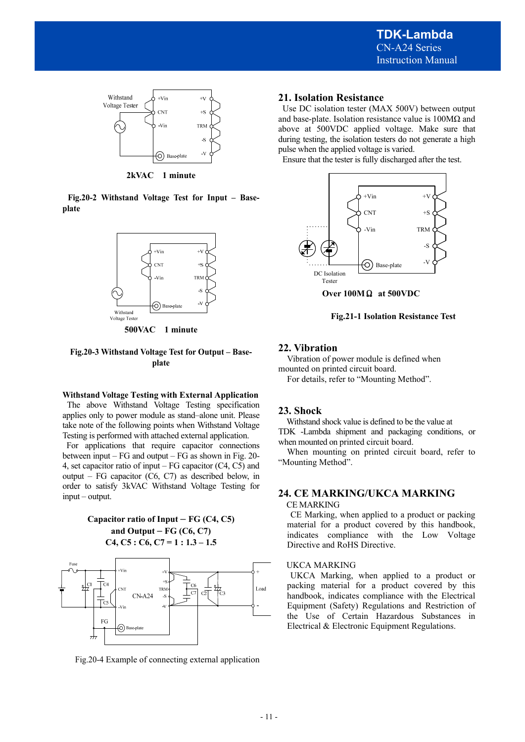2kVAC　1 minute

**Fig.20-2 Withstand Voltage Test for Input – Base-plate**

500VAC　1 minute

**Fig.20-3 Withstand Voltage Test for Output – Base-plate**

**Withstand Voltage Testing with External Application**

The above Withstand Voltage Testing specification applies only to power module as stand–alone unit. Please take note of the following points when Withstand Voltage Testing is performed with attached external application.

For applications that require capacitor connections between input – FG and output – FG as shown in Fig. 20-4, set capacitor ratio of input – FG capacitor (C4, C5) and output – FG capacitor (C6, C7) as described below, in order to satisfy 3kVAC Withstand Voltage Testing for input – output.

**Capacitor ratio of Input – FG (C4, C5) and Output – FG (C6, C7)**
**C4, C5 : C6, C7 = 1 : 1.3 – 1.5**

Fig.20-4 Example of connecting external application

## 21. Isolation Resistance

Use DC isolation tester (MAX 500V) between output and base-plate. Isolation resistance value is 100MΩ and above at 500VDC applied voltage. Make sure that during testing, the isolation testers do not generate a high pulse when the applied voltage is varied.

Ensure that the tester is fully discharged after the test.

**Over 100MΩ　at 500VDC**

**Fig.21-1 Isolation Resistance Test**

## 22. Vibration

Vibration of power module is defined when mounted on printed circuit board.

For details, refer to "Mounting Method".

## 23. Shock

Withstand shock value is defined to be the value at TDK -Lambda shipment and packaging conditions, or when mounted on printed circuit board.

When mounting on printed circuit board, refer to "Mounting Method".

## 24. CE MARKING/UKCA MARKING

CE MARKING

CE Marking, when applied to a product or packing material for a product covered by this handbook, indicates compliance with the Low Voltage Directive and RoHS Directive.

UKCA MARKING

UKCA Marking, when applied to a product or packing material for a product covered by this handbook, indicates compliance with the Electrical Equipment (Safety) Regulations and Restriction of the Use of Certain Hazardous Substances in Electrical & Electronic Equipment Regulations.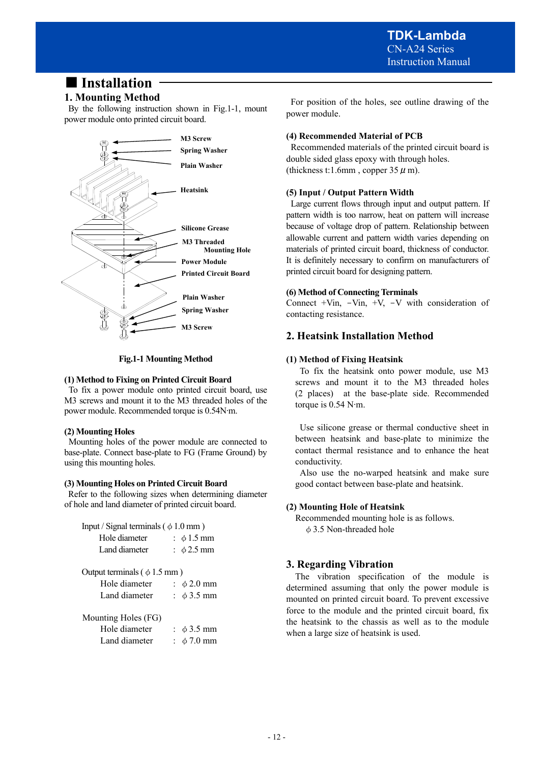# ■ Installation

## 1. Mounting Method

By the following instruction shown in Fig.1-1, mount power module onto printed circuit board.

M3 Screw
Spring Washer
Plain Washer
Heatsink
Silicone Grease
M3 Threaded Mounting Hole
Power Module
Printed Circuit Board
Plain Washer
Spring Washer
M3 Screw

**Fig.1-1 Mounting Method**

**(1) Method to Fixing on Printed Circuit Board**

To fix a power module onto printed circuit board, use M3 screws and mount it to the M3 threaded holes of the power module. Recommended torque is 0.54N·m.

**(2) Mounting Holes**

Mounting holes of the power module are connected to base-plate. Connect base-plate to FG (Frame Ground) by using this mounting holes.

**(3) Mounting Holes on Printed Circuit Board**

Refer to the following sizes when determining diameter of hole and land diameter of printed circuit board.

Input / Signal terminals ( ϕ 1.0 mm )
- Hole diameter : ϕ 1.5 mm
- Land diameter : ϕ 2.5 mm

Output terminals ( ϕ 1.5 mm )
- Hole diameter : ϕ 2.0 mm
- Land diameter : ϕ 3.5 mm

Mounting Holes (FG)
- Hole diameter : ϕ 3.5 mm
- Land diameter : ϕ 7.0 mm

For position of the holes, see outline drawing of the power module.

**(4) Recommended Material of PCB**

Recommended materials of the printed circuit board is double sided glass epoxy with through holes.
(thickness t:1.6mm , copper 35 $\mu$ m).

**(5) Input / Output Pattern Width**

Large current flows through input and output pattern. If pattern width is too narrow, heat on pattern will increase because of voltage drop of pattern. Relationship between allowable current and pattern width varies depending on materials of printed circuit board, thickness of conductor. It is definitely necessary to confirm on manufacturers of printed circuit board for designing pattern.

**(6) Method of Connecting Terminals**

Connect +Vin, −Vin, +V, −V with consideration of contacting resistance.

## 2. Heatsink Installation Method

**(1) Method of Fixing Heatsink**

To fix the heatsink onto power module, use M3 screws and mount it to the M3 threaded holes (2 places) at the base-plate side. Recommended torque is 0.54 N·m.

Use silicone grease or thermal conductive sheet in between heatsink and base-plate to minimize the contact thermal resistance and to enhance the heat conductivity.

Also use the no-warped heatsink and make sure good contact between base-plate and heatsink.

**(2) Mounting Hole of Heatsink**

Recommended mounting hole is as follows.
ϕ 3.5 Non-threaded hole

## 3. Regarding Vibration

The vibration specification of the module is determined assuming that only the power module is mounted on printed circuit board. To prevent excessive force to the module and the printed circuit board, fix the heatsink to the chassis as well as to the module when a large size of heatsink is used.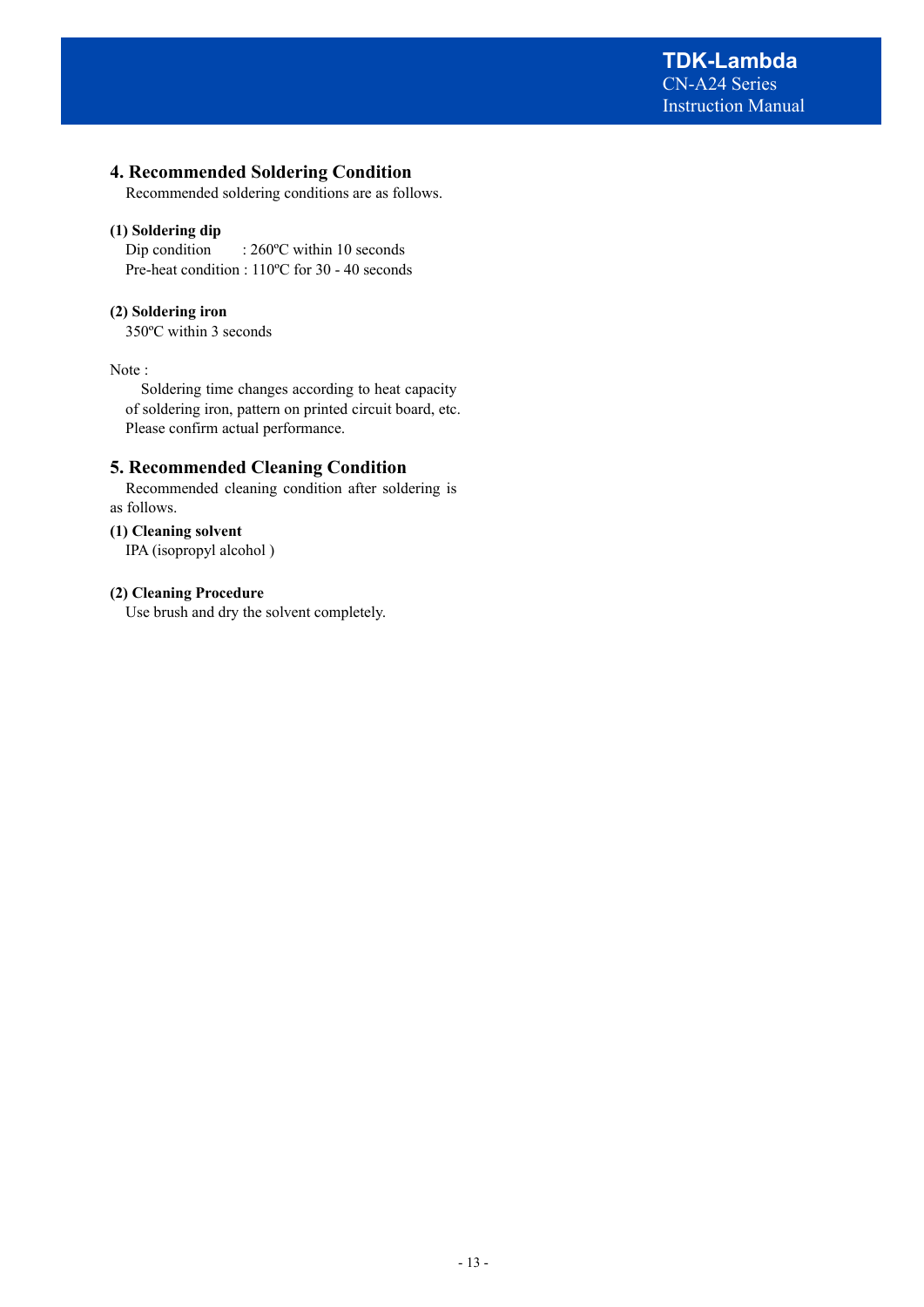## 4. Recommended Soldering Condition

Recommended soldering conditions are as follows.

**(1) Soldering dip**

Dip condition : 260ºC within 10 seconds
Pre-heat condition : 110ºC for 30 - 40 seconds

**(2) Soldering iron**

350ºC within 3 seconds

Note :
Soldering time changes according to heat capacity of soldering iron, pattern on printed circuit board, etc. Please confirm actual performance.

## 5. Recommended Cleaning Condition

Recommended cleaning condition after soldering is as follows.

**(1) Cleaning solvent**

IPA (isopropyl alcohol )

**(2) Cleaning Procedure**

Use brush and dry the solvent completely.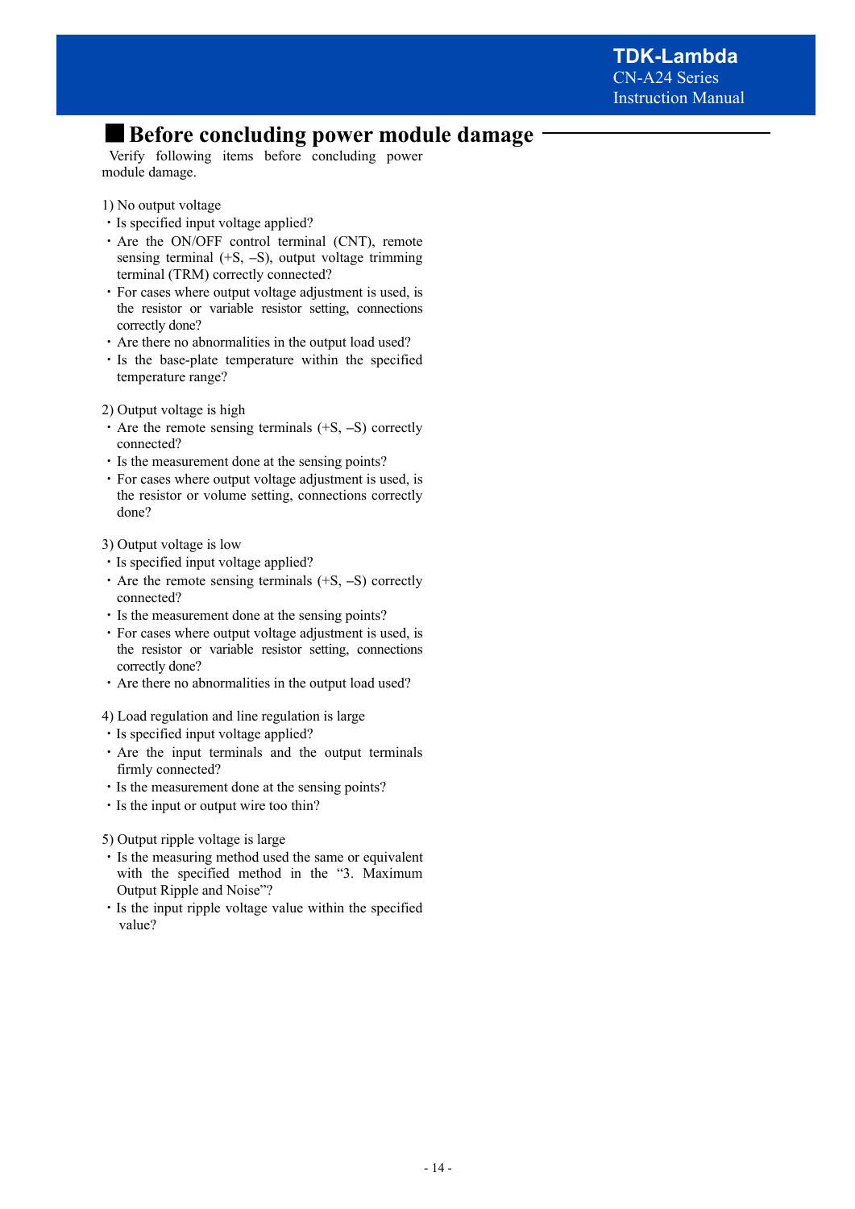## ■ Before concluding power module damage

Verify following items before concluding power module damage.

1) No output voltage

- Is specified input voltage applied?
- Are the ON/OFF control terminal (CNT), remote sensing terminal (+S, –S), output voltage trimming terminal (TRM) correctly connected?
- For cases where output voltage adjustment is used, is the resistor or variable resistor setting, connections correctly done?
- Are there no abnormalities in the output load used?
- Is the base-plate temperature within the specified temperature range?

2) Output voltage is high

- Are the remote sensing terminals (+S, –S) correctly connected?
- Is the measurement done at the sensing points?
- For cases where output voltage adjustment is used, is the resistor or volume setting, connections correctly done?

3) Output voltage is low

- Is specified input voltage applied?
- Are the remote sensing terminals (+S, –S) correctly connected?
- Is the measurement done at the sensing points?
- For cases where output voltage adjustment is used, is the resistor or variable resistor setting, connections correctly done?
- Are there no abnormalities in the output load used?

4) Load regulation and line regulation is large

- Is specified input voltage applied?
- Are the input terminals and the output terminals firmly connected?
- Is the measurement done at the sensing points?
- Is the input or output wire too thin?

5) Output ripple voltage is large

- Is the measuring method used the same or equivalent with the specified method in the "3. Maximum Output Ripple and Noise"?
- Is the input ripple voltage value within the specified value?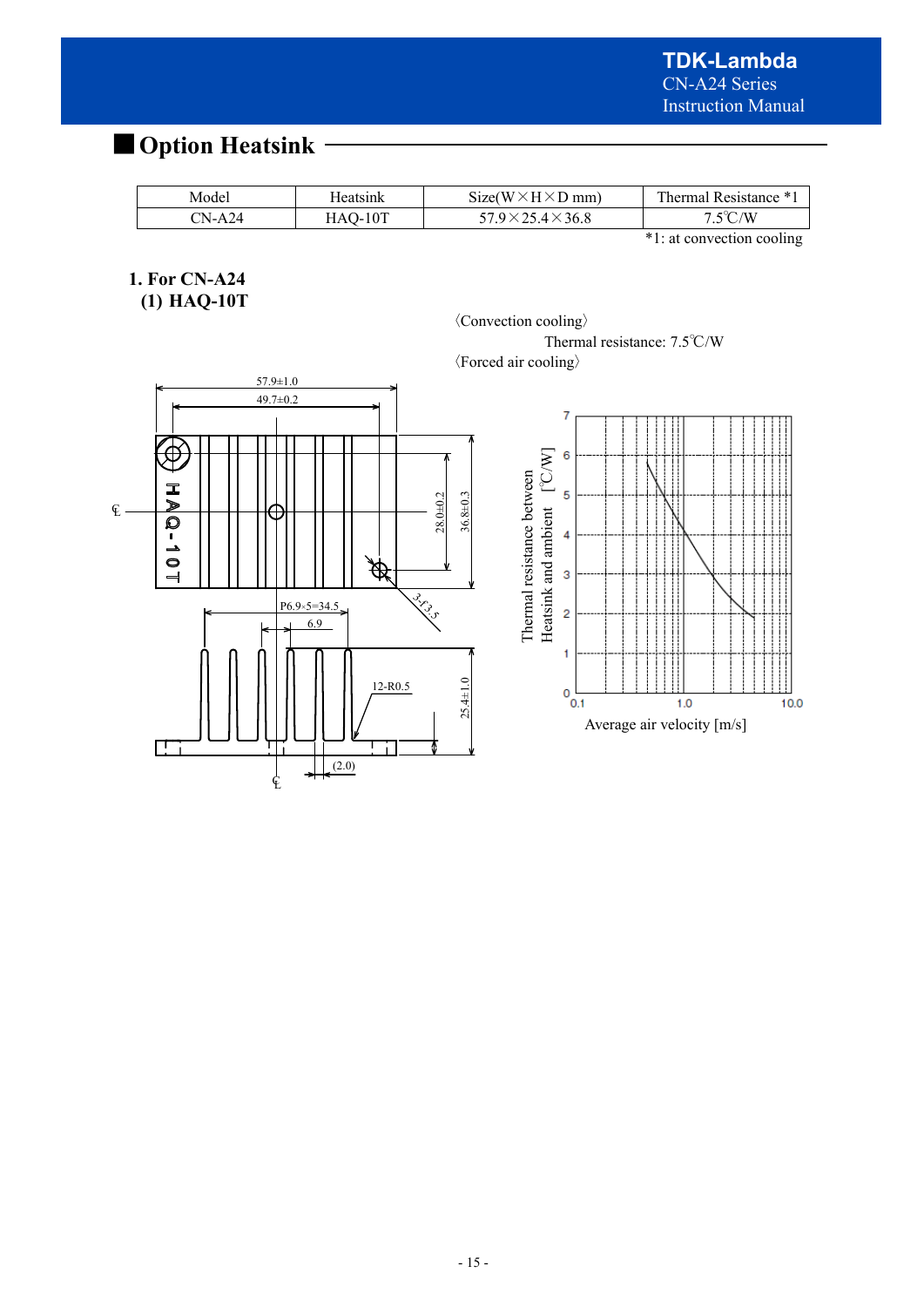## ■ Option Heatsink

| Model | Heatsink | Size(W×H×D mm) | Thermal Resistance *1 |
|---|---|---|---|
| CN-A24 | HAQ-10T | 57.9×25.4×36.8 | 7.5℃/W |

*1: at convection cooling

### 1. For CN-A24

#### (1) HAQ-10T

〈Convection cooling〉

Thermal resistance: 7.5℃/W

〈Forced air cooling〉

57.9±1.0

49.7±0.2

HAQ-10T

28.0±0.2

36.8±0.3

3-ƒ3.5

P6.9×5=34.5

6.9

12-R0.5

25.4±1.0

(2.0)

Thermal resistance between Heatsink and ambient [℃/W]

7
6
5
4
3
2
1
0

0.1
1.0
10.0

Average air velocity [m/s]